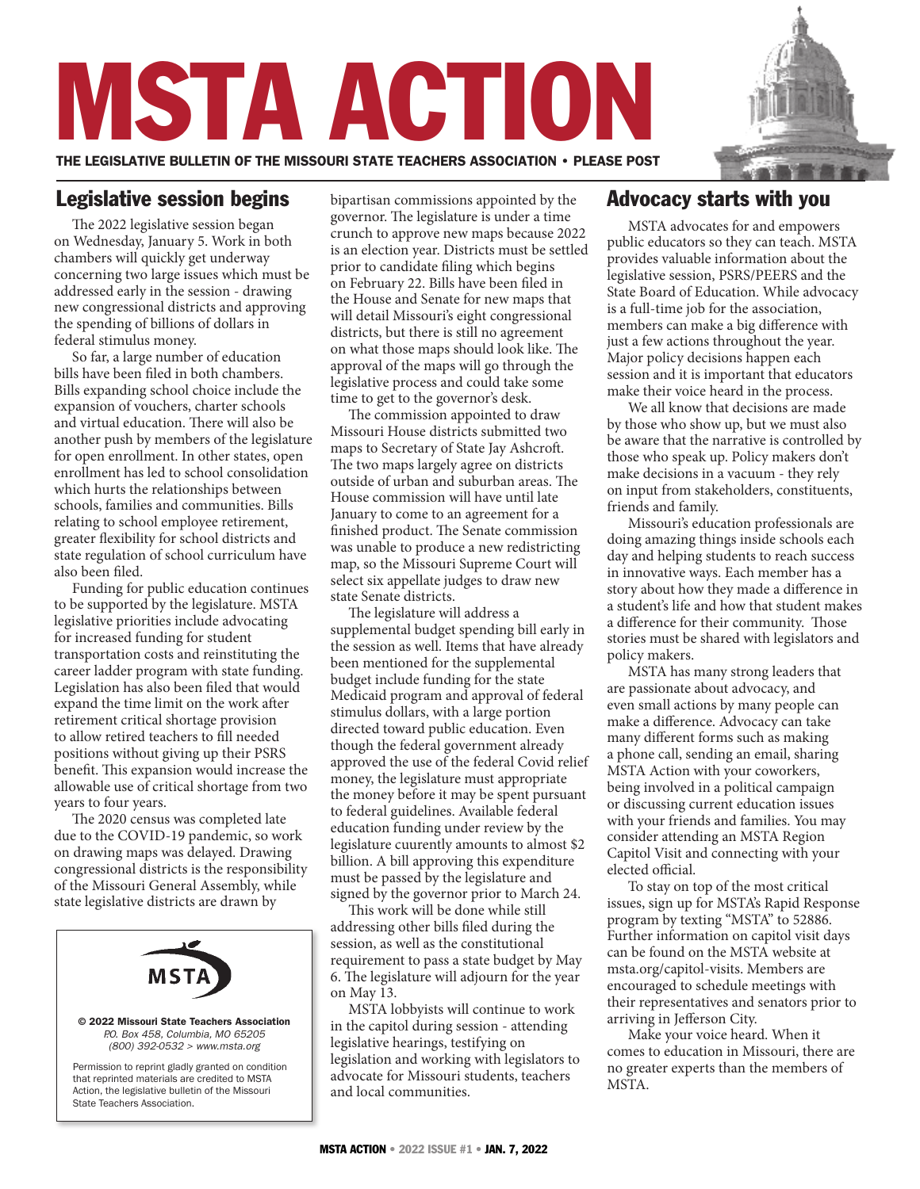# MSTA ACTION

THE LEGISLATIVE BULLETIN OF THE MISSOURI STATE TEACHERS ASSOCIATION • PLEASE POST

## Legislative session begins

The 2022 legislative session began on Wednesday, January 5. Work in both chambers will quickly get underway concerning two large issues which must be addressed early in the session - drawing new congressional districts and approving the spending of billions of dollars in federal stimulus money.

So far, a large number of education bills have been filed in both chambers. Bills expanding school choice include the expansion of vouchers, charter schools and virtual education. There will also be another push by members of the legislature for open enrollment. In other states, open enrollment has led to school consolidation which hurts the relationships between schools, families and communities. Bills relating to school employee retirement, greater flexibility for school districts and state regulation of school curriculum have also been filed.

Funding for public education continues to be supported by the legislature. MSTA legislative priorities include advocating for increased funding for student transportation costs and reinstituting the career ladder program with state funding. Legislation has also been filed that would expand the time limit on the work after retirement critical shortage provision to allow retired teachers to fill needed positions without giving up their PSRS benefit. This expansion would increase the allowable use of critical shortage from two years to four years.

The 2020 census was completed late due to the COVID-19 pandemic, so work on drawing maps was delayed. Drawing congressional districts is the responsibility of the Missouri General Assembly, while state legislative districts are drawn by bipartisan commissions appointed by the governor. The legislature is under a time crunch to approve new maps because 2022 is an election year. Districts must be settled prior to candidate filing which begins on February 22. Bills have been filed in the House and Senate for new maps that will detail Missouri's eight congressional districts, but there is still no agreement on what those maps should look like. The approval of the maps will go through the legislative process and could take some time to get to the governor's desk.

The commission appointed to draw Missouri House districts submitted two maps to Secretary of State Jay Ashcroft. The two maps largely agree on districts outside of urban and suburban areas. The House commission will have until late January to come to an agreement for a finished product. The Senate commission was unable to produce a new redistricting map, so the Missouri Supreme Court will select six appellate judges to draw new state Senate districts.

The legislature will address a supplemental budget spending bill early in the session as well. Items that have already been mentioned for the supplemental budget include funding for the state Medicaid program and approval of federal stimulus dollars, with a large portion directed toward public education. Even though the federal government already approved the use of the federal Covid relief money, the legislature must appropriate the money before it may be spent pursuant to federal guidelines. Available federal education funding under review by the legislature cuurently amounts to almost $2 billion. A bill approving this expenditure must be passed by the legislature and signed by the governor prior to March 24.

This work will be done while still addressing other bills filed during the session, as well as the constitutional requirement to pass a state budget by May 6. The legislature will adjourn for the year on May 13.

MSTA lobbyists will continue to work in the capitol during session - attending legislative hearings, testifying on legislation and working with legislators to advocate for Missouri students, teachers and local communities.

MSTA

**© 2022 Missouri State Teachers Association**
*P.O. Box 458, Columbia, MO 65205*
*(800) 392-0532 > www.msta.org*

Permission to reprint gladly granted on condition that reprinted materials are credited to MSTA Action, the legislative bulletin of the Missouri State Teachers Association.

## Advocacy starts with you

MSTA advocates for and empowers public educators so they can teach. MSTA provides valuable information about the legislative session, PSRS/PEERS and the State Board of Education. While advocacy is a full-time job for the association, members can make a big difference with just a few actions throughout the year. Major policy decisions happen each session and it is important that educators make their voice heard in the process.

We all know that decisions are made by those who show up, but we must also be aware that the narrative is controlled by those who speak up. Policy makers don't make decisions in a vacuum - they rely on input from stakeholders, constituents, friends and family.

Missouri's education professionals are doing amazing things inside schools each day and helping students to reach success in innovative ways. Each member has a story about how they made a difference in a student's life and how that student makes a difference for their community. Those stories must be shared with legislators and policy makers.

MSTA has many strong leaders that are passionate about advocacy, and even small actions by many people can make a difference. Advocacy can take many different forms such as making a phone call, sending an email, sharing MSTA Action with your coworkers, being involved in a political campaign or discussing current education issues with your friends and families. You may consider attending an MSTA Region Capitol Visit and connecting with your elected official.

To stay on top of the most critical issues, sign up for MSTA's Rapid Response program by texting "MSTA" to 52886. Further information on capitol visit days can be found on the MSTA website at msta.org/capitol-visits. Members are encouraged to schedule meetings with their representatives and senators prior to arriving in Jefferson City.

Make your voice heard. When it comes to education in Missouri, there are no greater experts than the members of MSTA.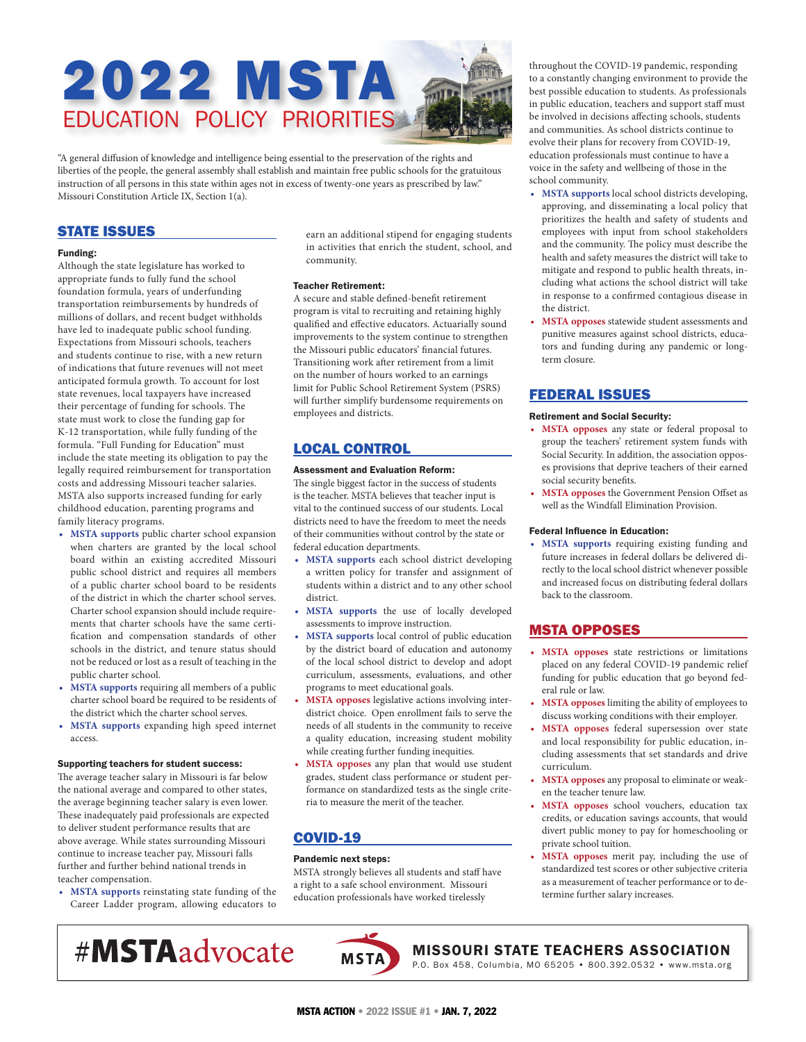# 2022 MSTA

## EDUCATION POLICY PRIORITIES

"A general diffusion of knowledge and intelligence being essential to the preservation of the rights and liberties of the people, the general assembly shall establish and maintain free public schools for the gratuitous instruction of all persons in this state within ages not in excess of twenty-one years as prescribed by law." Missouri Constitution Article IX, Section 1(a).

## STATE ISSUES

### Funding:

Although the state legislature has worked to appropriate funds to fully fund the school foundation formula, years of underfunding transportation reimbursements by hundreds of millions of dollars, and recent budget withholds have led to inadequate public school funding. Expectations from Missouri schools, teachers and students continue to rise, with a new return of indications that future revenues will not meet anticipated formula growth. To account for lost state revenues, local taxpayers have increased their percentage of funding for schools. The state must work to close the funding gap for K-12 transportation, while fully funding of the formula. "Full Funding for Education" must include the state meeting its obligation to pay the legally required reimbursement for transportation costs and addressing Missouri teacher salaries. MSTA also supports increased funding for early childhood education, parenting programs and family literacy programs.

- **MSTA supports** public charter school expansion when charters are granted by the local school board within an existing accredited Missouri public school district and requires all members of a public charter school board to be residents of the district in which the charter school serves. Charter school expansion should include requirements that charter schools have the same certification and compensation standards of other schools in the district, and tenure status should not be reduced or lost as a result of teaching in the public charter school.
- **MSTA supports** requiring all members of a public charter school board be required to be residents of the district which the charter school serves.
- **MSTA supports** expanding high speed internet access.

### Supporting teachers for student success:

The average teacher salary in Missouri is far below the national average and compared to other states, the average beginning teacher salary is even lower. These inadequately paid professionals are expected to deliver student performance results that are above average. While states surrounding Missouri continue to increase teacher pay, Missouri falls further and further behind national trends in teacher compensation.

- **MSTA supports** reinstating state funding of the Career Ladder program, allowing educators to earn an additional stipend for engaging students in activities that enrich the student, school, and community.

### Teacher Retirement:

A secure and stable defined-benefit retirement program is vital to recruiting and retaining highly qualified and effective educators. Actuarially sound improvements to the system continue to strengthen the Missouri public educators' financial futures. Transitioning work after retirement from a limit on the number of hours worked to an earnings limit for Public School Retirement System (PSRS) will further simplify burdensome requirements on employees and districts.

## LOCAL CONTROL

### Assessment and Evaluation Reform:

The single biggest factor in the success of students is the teacher. MSTA believes that teacher input is vital to the continued success of our students. Local districts need to have the freedom to meet the needs of their communities without control by the state or federal education departments.

- **MSTA supports** each school district developing a written policy for transfer and assignment of students within a district and to any other school district.
- **MSTA supports** the use of locally developed assessments to improve instruction.
- **MSTA supports** local control of public education by the district board of education and autonomy of the local school district to develop and adopt curriculum, assessments, evaluations, and other programs to meet educational goals.
- **MSTA opposes** legislative actions involving inter-district choice. Open enrollment fails to serve the needs of all students in the community to receive a quality education, increasing student mobility while creating further funding inequities.
- **MSTA opposes** any plan that would use student grades, student class performance or student performance on standardized tests as the single criteria to measure the merit of the teacher.

## COVID-19

### Pandemic next steps:

MSTA strongly believes all students and staff have a right to a safe school environment. Missouri education professionals have worked tirelessly throughout the COVID-19 pandemic, responding to a constantly changing environment to provide the best possible education to students. As professionals in public education, teachers and support staff must be involved in decisions affecting schools, students and communities. As school districts continue to evolve their plans for recovery from COVID-19, education professionals must continue to have a voice in the safety and wellbeing of those in the school community.

- **MSTA supports** local school districts developing, approving, and disseminating a local policy that prioritizes the health and safety of students and employees with input from school stakeholders and the community. The policy must describe the health and safety measures the district will take to mitigate and respond to public health threats, including what actions the school district will take in response to a confirmed contagious disease in the district.
- **MSTA opposes** statewide student assessments and punitive measures against school districts, educators and funding during any pandemic or long-term closure.

## FEDERAL ISSUES

### Retirement and Social Security:

- **MSTA opposes** any state or federal proposal to group the teachers' retirement system funds with Social Security. In addition, the association opposes provisions that deprive teachers of their earned social security benefits.
- **MSTA opposes** the Government Pension Offset as well as the Windfall Elimination Provision.

### Federal Influence in Education:

- **MSTA supports** requiring existing funding and future increases in federal dollars be delivered directly to the local school district whenever possible and increased focus on distributing federal dollars back to the classroom.

## MSTA OPPOSES

- **MSTA opposes** state restrictions or limitations placed on any federal COVID-19 pandemic relief funding for public education that go beyond federal rule or law.
- **MSTA opposes** limiting the ability of employees to discuss working conditions with their employer.
- **MSTA opposes** federal supersession over state and local responsibility for public education, including assessments that set standards and drive curriculum.
- **MSTA opposes** any proposal to eliminate or weaken the teacher tenure law.
- **MSTA opposes** school vouchers, education tax credits, or education savings accounts, that would divert public money to pay for homeschooling or private school tuition.
- **MSTA opposes** merit pay, including the use of standardized test scores or other subjective criteria as a measurement of teacher performance or to determine further salary increases.

#MSTAadvocate

**MISSOURI STATE TEACHERS ASSOCIATION**
P.O. Box 458, Columbia, MO 65205 • 800.392.0532 • www.msta.org